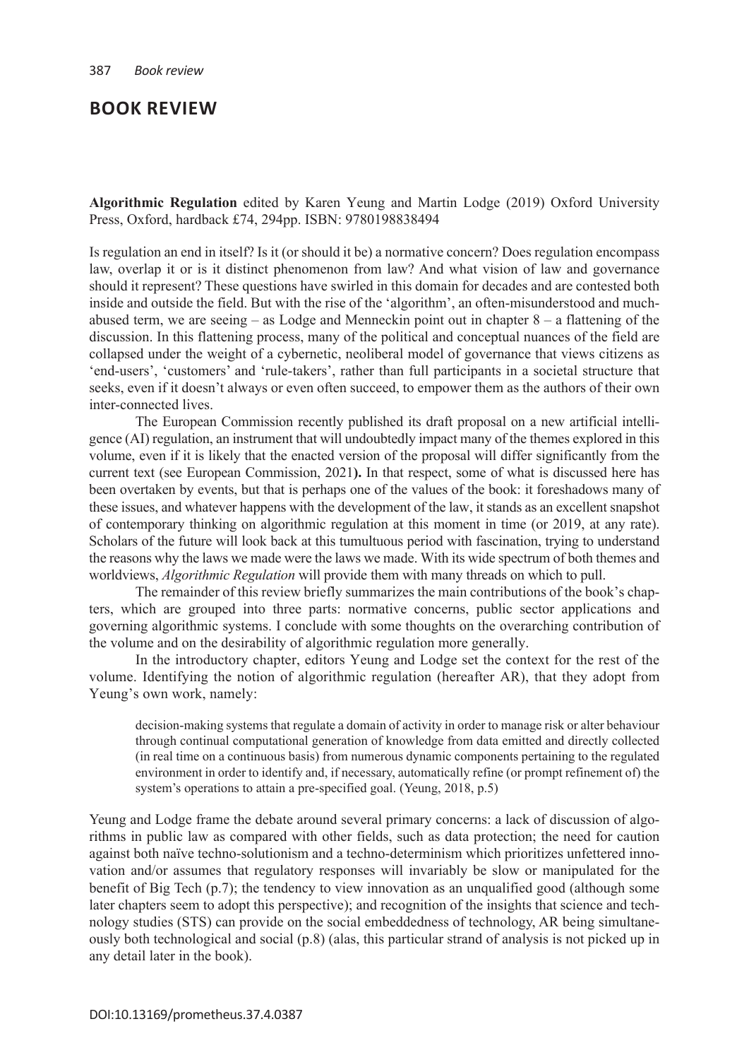## BOOK REVIEW

**Algorithmic Regulation** edited by Karen Yeung and Martin Lodge (2019) Oxford University Press, Oxford, hardback £74, 294pp. ISBN: 9780198838494

Is regulation an end in itself? Is it (or should it be) a normative concern? Does regulation encompass law, overlap it or is it distinct phenomenon from law? And what vision of law and governance should it represent? These questions have swirled in this domain for decades and are contested both inside and outside the field. But with the rise of the 'algorithm', an often-misunderstood and much-abused term, we are seeing – as Lodge and Menneckin point out in chapter 8 – a flattening of the discussion. In this flattening process, many of the political and conceptual nuances of the field are collapsed under the weight of a cybernetic, neoliberal model of governance that views citizens as 'end-users', 'customers' and 'rule-takers', rather than full participants in a societal structure that seeks, even if it doesn't always or even often succeed, to empower them as the authors of their own inter-connected lives.

The European Commission recently published its draft proposal on a new artificial intelligence (AI) regulation, an instrument that will undoubtedly impact many of the themes explored in this volume, even if it is likely that the enacted version of the proposal will differ significantly from the current text (see European Commission, 2021**).** In that respect, some of what is discussed here has been overtaken by events, but that is perhaps one of the values of the book: it foreshadows many of these issues, and whatever happens with the development of the law, it stands as an excellent snapshot of contemporary thinking on algorithmic regulation at this moment in time (or 2019, at any rate). Scholars of the future will look back at this tumultuous period with fascination, trying to understand the reasons why the laws we made were the laws we made. With its wide spectrum of both themes and worldviews, *Algorithmic Regulation* will provide them with many threads on which to pull.

The remainder of this review briefly summarizes the main contributions of the book's chapters, which are grouped into three parts: normative concerns, public sector applications and governing algorithmic systems. I conclude with some thoughts on the overarching contribution of the volume and on the desirability of algorithmic regulation more generally.

In the introductory chapter, editors Yeung and Lodge set the context for the rest of the volume. Identifying the notion of algorithmic regulation (hereafter AR), that they adopt from Yeung's own work, namely:

> decision-making systems that regulate a domain of activity in order to manage risk or alter behaviour through continual computational generation of knowledge from data emitted and directly collected (in real time on a continuous basis) from numerous dynamic components pertaining to the regulated environment in order to identify and, if necessary, automatically refine (or prompt refinement of) the system's operations to attain a pre-specified goal. (Yeung, 2018, p.5)

Yeung and Lodge frame the debate around several primary concerns: a lack of discussion of algorithms in public law as compared with other fields, such as data protection; the need for caution against both naïve techno-solutionism and a techno-determinism which prioritizes unfettered innovation and/or assumes that regulatory responses will invariably be slow or manipulated for the benefit of Big Tech (p.7); the tendency to view innovation as an unqualified good (although some later chapters seem to adopt this perspective); and recognition of the insights that science and technology studies (STS) can provide on the social embeddedness of technology, AR being simultaneously both technological and social (p.8) (alas, this particular strand of analysis is not picked up in any detail later in the book).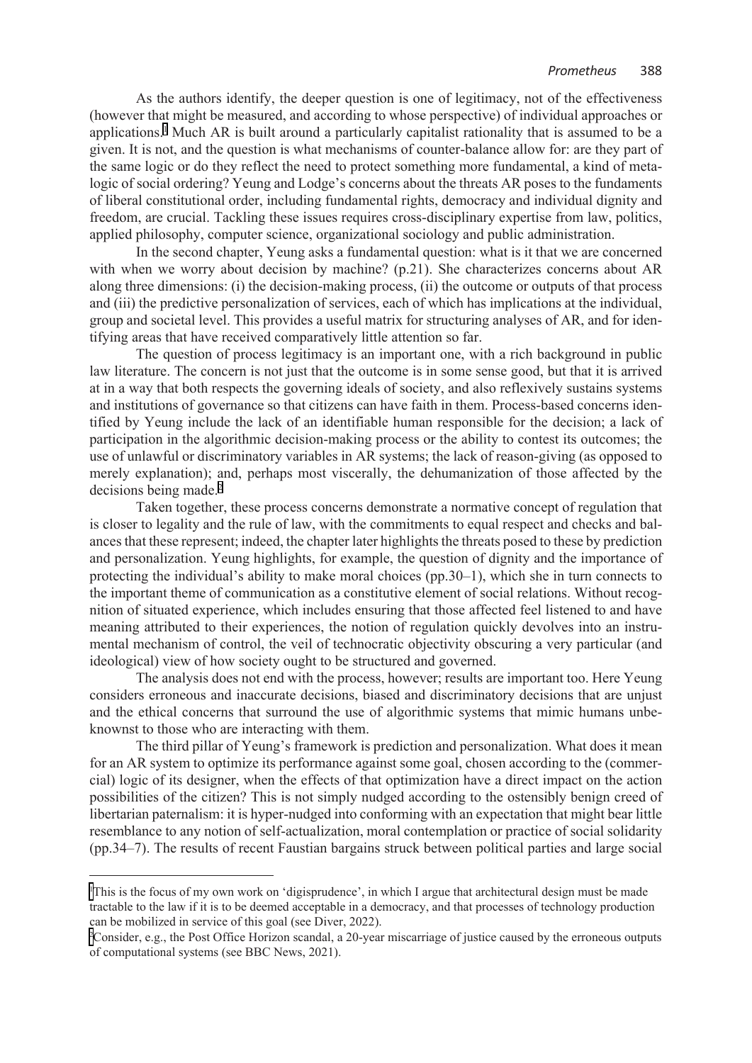As the authors identify, the deeper question is one of legitimacy, not of the effectiveness (however that might be measured, and according to whose perspective) of individual approaches or applications.[1] Much AR is built around a particularly capitalist rationality that is assumed to be a given. It is not, and the question is what mechanisms of counter-balance allow for: are they part of the same logic or do they reflect the need to protect something more fundamental, a kind of meta-logic of social ordering? Yeung and Lodge's concerns about the threats AR poses to the fundaments of liberal constitutional order, including fundamental rights, democracy and individual dignity and freedom, are crucial. Tackling these issues requires cross-disciplinary expertise from law, politics, applied philosophy, computer science, organizational sociology and public administration.

In the second chapter, Yeung asks a fundamental question: what is it that we are concerned with when we worry about decision by machine? (p.21). She characterizes concerns about AR along three dimensions: (i) the decision-making process, (ii) the outcome or outputs of that process and (iii) the predictive personalization of services, each of which has implications at the individual, group and societal level. This provides a useful matrix for structuring analyses of AR, and for identifying areas that have received comparatively little attention so far.

The question of process legitimacy is an important one, with a rich background in public law literature. The concern is not just that the outcome is in some sense good, but that it is arrived at in a way that both respects the governing ideals of society, and also reflexively sustains systems and institutions of governance so that citizens can have faith in them. Process-based concerns identified by Yeung include the lack of an identifiable human responsible for the decision; a lack of participation in the algorithmic decision-making process or the ability to contest its outcomes; the use of unlawful or discriminatory variables in AR systems; the lack of reason-giving (as opposed to merely explanation); and, perhaps most viscerally, the dehumanization of those affected by the decisions being made.[2]

Taken together, these process concerns demonstrate a normative concept of regulation that is closer to legality and the rule of law, with the commitments to equal respect and checks and balances that these represent; indeed, the chapter later highlights the threats posed to these by prediction and personalization. Yeung highlights, for example, the question of dignity and the importance of protecting the individual's ability to make moral choices (pp.30–1), which she in turn connects to the important theme of communication as a constitutive element of social relations. Without recognition of situated experience, which includes ensuring that those affected feel listened to and have meaning attributed to their experiences, the notion of regulation quickly devolves into an instrumental mechanism of control, the veil of technocratic objectivity obscuring a very particular (and ideological) view of how society ought to be structured and governed.

The analysis does not end with the process, however; results are important too. Here Yeung considers erroneous and inaccurate decisions, biased and discriminatory decisions that are unjust and the ethical concerns that surround the use of algorithmic systems that mimic humans unbeknownst to those who are interacting with them.

The third pillar of Yeung's framework is prediction and personalization. What does it mean for an AR system to optimize its performance against some goal, chosen according to the (commercial) logic of its designer, when the effects of that optimization have a direct impact on the action possibilities of the citizen? This is not simply nudged according to the ostensibly benign creed of libertarian paternalism: it is hyper-nudged into conforming with an expectation that might bear little resemblance to any notion of self-actualization, moral contemplation or practice of social solidarity (pp.34–7). The results of recent Faustian bargains struck between political parties and large social

[1] This is the focus of my own work on 'digisprudence', in which I argue that architectural design must be made tractable to the law if it is to be deemed acceptable in a democracy, and that processes of technology production can be mobilized in service of this goal (see Diver, 2022).

[2] Consider, e.g., the Post Office Horizon scandal, a 20-year miscarriage of justice caused by the erroneous outputs of computational systems (see BBC News, 2021).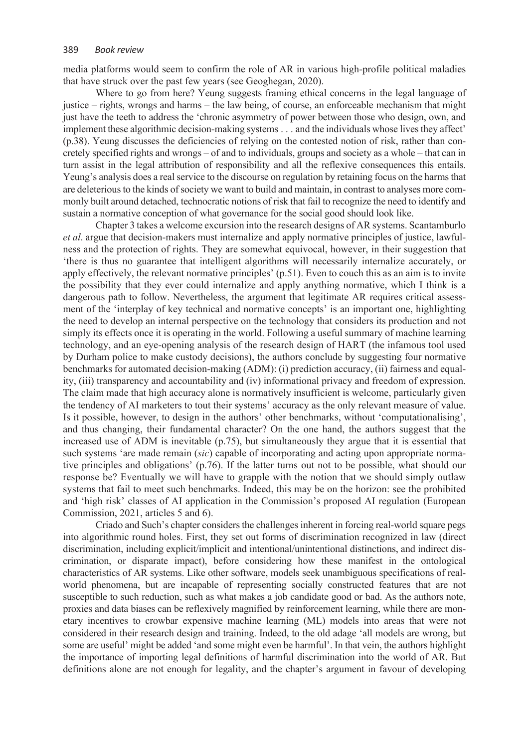media platforms would seem to confirm the role of AR in various high-profile political maladies that have struck over the past few years (see Geoghegan, 2020).

Where to go from here? Yeung suggests framing ethical concerns in the legal language of justice – rights, wrongs and harms – the law being, of course, an enforceable mechanism that might just have the teeth to address the 'chronic asymmetry of power between those who design, own, and implement these algorithmic decision-making systems . . . and the individuals whose lives they affect' (p.38). Yeung discusses the deficiencies of relying on the contested notion of risk, rather than concretely specified rights and wrongs – of and to individuals, groups and society as a whole – that can in turn assist in the legal attribution of responsibility and all the reflexive consequences this entails. Yeung's analysis does a real service to the discourse on regulation by retaining focus on the harms that are deleterious to the kinds of society we want to build and maintain, in contrast to analyses more commonly built around detached, technocratic notions of risk that fail to recognize the need to identify and sustain a normative conception of what governance for the social good should look like.

Chapter 3 takes a welcome excursion into the research designs of AR systems. Scantamburlo *et al*. argue that decision-makers must internalize and apply normative principles of justice, lawfulness and the protection of rights. They are somewhat equivocal, however, in their suggestion that 'there is thus no guarantee that intelligent algorithms will necessarily internalize accurately, or apply effectively, the relevant normative principles' (p.51). Even to couch this as an aim is to invite the possibility that they ever could internalize and apply anything normative, which I think is a dangerous path to follow. Nevertheless, the argument that legitimate AR requires critical assessment of the 'interplay of key technical and normative concepts' is an important one, highlighting the need to develop an internal perspective on the technology that considers its production and not simply its effects once it is operating in the world. Following a useful summary of machine learning technology, and an eye-opening analysis of the research design of HART (the infamous tool used by Durham police to make custody decisions), the authors conclude by suggesting four normative benchmarks for automated decision-making (ADM): (i) prediction accuracy, (ii) fairness and equality, (iii) transparency and accountability and (iv) informational privacy and freedom of expression. The claim made that high accuracy alone is normatively insufficient is welcome, particularly given the tendency of AI marketers to tout their systems' accuracy as the only relevant measure of value. Is it possible, however, to design in the authors' other benchmarks, without 'computationalising', and thus changing, their fundamental character? On the one hand, the authors suggest that the increased use of ADM is inevitable (p.75), but simultaneously they argue that it is essential that such systems 'are made remain (*sic*) capable of incorporating and acting upon appropriate normative principles and obligations' (p.76). If the latter turns out not to be possible, what should our response be? Eventually we will have to grapple with the notion that we should simply outlaw systems that fail to meet such benchmarks. Indeed, this may be on the horizon: see the prohibited and 'high risk' classes of AI application in the Commission's proposed AI regulation (European Commission, 2021, articles 5 and 6).

Criado and Such's chapter considers the challenges inherent in forcing real-world square pegs into algorithmic round holes. First, they set out forms of discrimination recognized in law (direct discrimination, including explicit/implicit and intentional/unintentional distinctions, and indirect discrimination, or disparate impact), before considering how these manifest in the ontological characteristics of AR systems. Like other software, models seek unambiguous specifications of real-world phenomena, but are incapable of representing socially constructed features that are not susceptible to such reduction, such as what makes a job candidate good or bad. As the authors note, proxies and data biases can be reflexively magnified by reinforcement learning, while there are monetary incentives to crowbar expensive machine learning (ML) models into areas that were not considered in their research design and training. Indeed, to the old adage 'all models are wrong, but some are useful' might be added 'and some might even be harmful'. In that vein, the authors highlight the importance of importing legal definitions of harmful discrimination into the world of AR. But definitions alone are not enough for legality, and the chapter's argument in favour of developing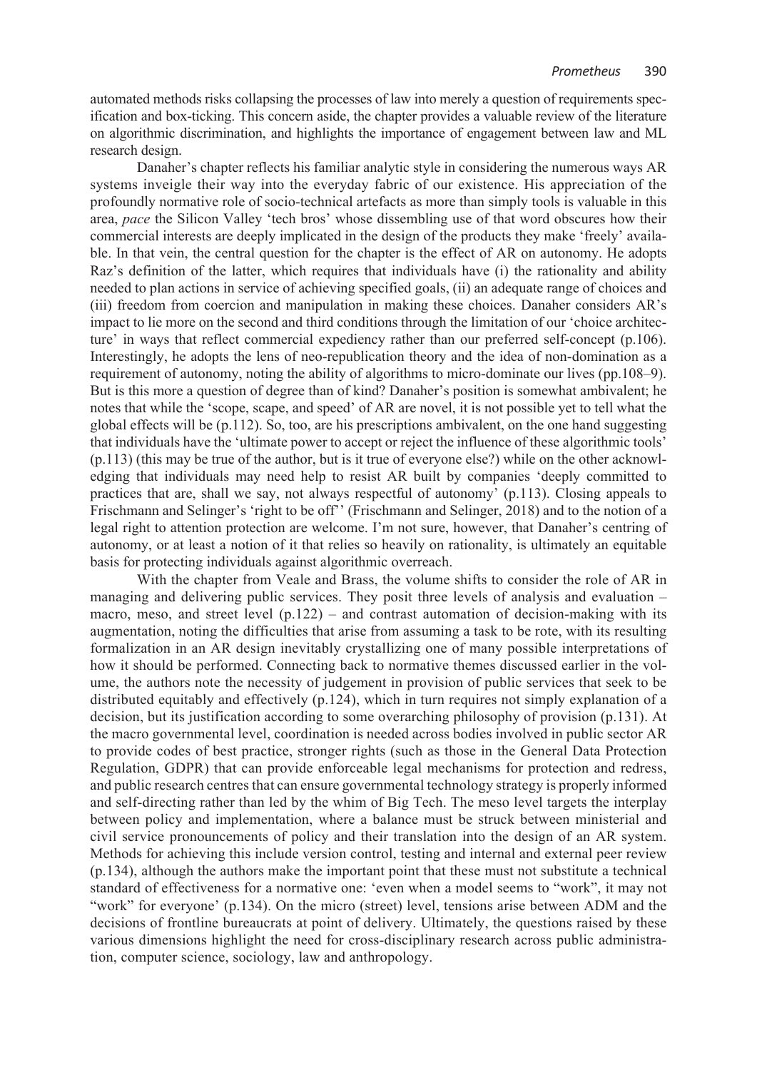automated methods risks collapsing the processes of law into merely a question of requirements specification and box-ticking. This concern aside, the chapter provides a valuable review of the literature on algorithmic discrimination, and highlights the importance of engagement between law and ML research design.

Danaher's chapter reflects his familiar analytic style in considering the numerous ways AR systems inveigle their way into the everyday fabric of our existence. His appreciation of the profoundly normative role of socio-technical artefacts as more than simply tools is valuable in this area, *pace* the Silicon Valley 'tech bros' whose dissembling use of that word obscures how their commercial interests are deeply implicated in the design of the products they make 'freely' available. In that vein, the central question for the chapter is the effect of AR on autonomy. He adopts Raz's definition of the latter, which requires that individuals have (i) the rationality and ability needed to plan actions in service of achieving specified goals, (ii) an adequate range of choices and (iii) freedom from coercion and manipulation in making these choices. Danaher considers AR's impact to lie more on the second and third conditions through the limitation of our 'choice architecture' in ways that reflect commercial expediency rather than our preferred self-concept (p.106). Interestingly, he adopts the lens of neo-republication theory and the idea of non-domination as a requirement of autonomy, noting the ability of algorithms to micro-dominate our lives (pp.108–9). But is this more a question of degree than of kind? Danaher's position is somewhat ambivalent; he notes that while the 'scope, scape, and speed' of AR are novel, it is not possible yet to tell what the global effects will be (p.112). So, too, are his prescriptions ambivalent, on the one hand suggesting that individuals have the 'ultimate power to accept or reject the influence of these algorithmic tools' (p.113) (this may be true of the author, but is it true of everyone else?) while on the other acknowledging that individuals may need help to resist AR built by companies 'deeply committed to practices that are, shall we say, not always respectful of autonomy' (p.113). Closing appeals to Frischmann and Selinger's 'right to be off'' (Frischmann and Selinger, 2018) and to the notion of a legal right to attention protection are welcome. I'm not sure, however, that Danaher's centring of autonomy, or at least a notion of it that relies so heavily on rationality, is ultimately an equitable basis for protecting individuals against algorithmic overreach.

With the chapter from Veale and Brass, the volume shifts to consider the role of AR in managing and delivering public services. They posit three levels of analysis and evaluation – macro, meso, and street level (p.122) – and contrast automation of decision-making with its augmentation, noting the difficulties that arise from assuming a task to be rote, with its resulting formalization in an AR design inevitably crystallizing one of many possible interpretations of how it should be performed. Connecting back to normative themes discussed earlier in the volume, the authors note the necessity of judgement in provision of public services that seek to be distributed equitably and effectively (p.124), which in turn requires not simply explanation of a decision, but its justification according to some overarching philosophy of provision (p.131). At the macro governmental level, coordination is needed across bodies involved in public sector AR to provide codes of best practice, stronger rights (such as those in the General Data Protection Regulation, GDPR) that can provide enforceable legal mechanisms for protection and redress, and public research centres that can ensure governmental technology strategy is properly informed and self-directing rather than led by the whim of Big Tech. The meso level targets the interplay between policy and implementation, where a balance must be struck between ministerial and civil service pronouncements of policy and their translation into the design of an AR system. Methods for achieving this include version control, testing and internal and external peer review (p.134), although the authors make the important point that these must not substitute a technical standard of effectiveness for a normative one: 'even when a model seems to "work", it may not "work" for everyone' (p.134). On the micro (street) level, tensions arise between ADM and the decisions of frontline bureaucrats at point of delivery. Ultimately, the questions raised by these various dimensions highlight the need for cross-disciplinary research across public administration, computer science, sociology, law and anthropology.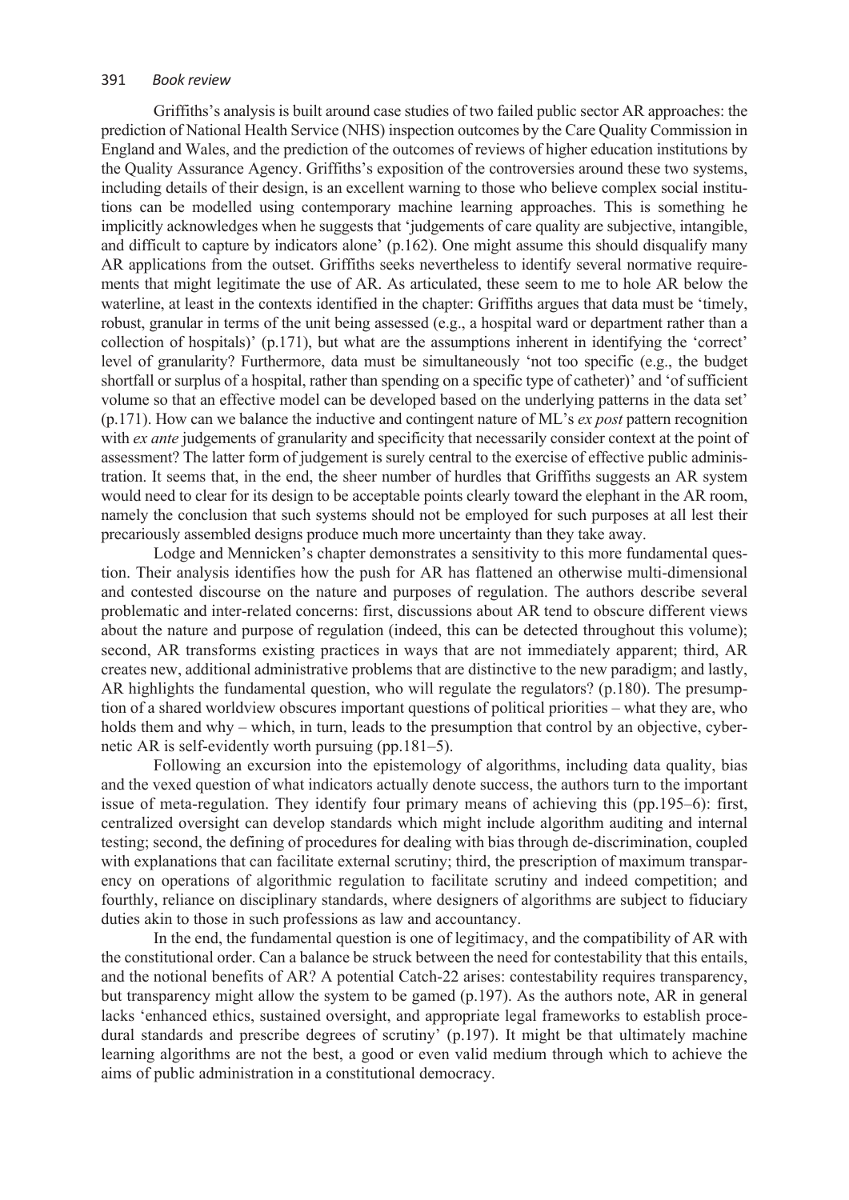Griffiths's analysis is built around case studies of two failed public sector AR approaches: the prediction of National Health Service (NHS) inspection outcomes by the Care Quality Commission in England and Wales, and the prediction of the outcomes of reviews of higher education institutions by the Quality Assurance Agency. Griffiths's exposition of the controversies around these two systems, including details of their design, is an excellent warning to those who believe complex social institutions can be modelled using contemporary machine learning approaches. This is something he implicitly acknowledges when he suggests that 'judgements of care quality are subjective, intangible, and difficult to capture by indicators alone' (p.162). One might assume this should disqualify many AR applications from the outset. Griffiths seeks nevertheless to identify several normative requirements that might legitimate the use of AR. As articulated, these seem to me to hole AR below the waterline, at least in the contexts identified in the chapter: Griffiths argues that data must be 'timely, robust, granular in terms of the unit being assessed (e.g., a hospital ward or department rather than a collection of hospitals)' (p.171), but what are the assumptions inherent in identifying the 'correct' level of granularity? Furthermore, data must be simultaneously 'not too specific (e.g., the budget shortfall or surplus of a hospital, rather than spending on a specific type of catheter)' and 'of sufficient volume so that an effective model can be developed based on the underlying patterns in the data set' (p.171). How can we balance the inductive and contingent nature of ML's *ex post* pattern recognition with *ex ante* judgements of granularity and specificity that necessarily consider context at the point of assessment? The latter form of judgement is surely central to the exercise of effective public administration. It seems that, in the end, the sheer number of hurdles that Griffiths suggests an AR system would need to clear for its design to be acceptable points clearly toward the elephant in the AR room, namely the conclusion that such systems should not be employed for such purposes at all lest their precariously assembled designs produce much more uncertainty than they take away.

Lodge and Mennicken's chapter demonstrates a sensitivity to this more fundamental question. Their analysis identifies how the push for AR has flattened an otherwise multi-dimensional and contested discourse on the nature and purposes of regulation. The authors describe several problematic and inter-related concerns: first, discussions about AR tend to obscure different views about the nature and purpose of regulation (indeed, this can be detected throughout this volume); second, AR transforms existing practices in ways that are not immediately apparent; third, AR creates new, additional administrative problems that are distinctive to the new paradigm; and lastly, AR highlights the fundamental question, who will regulate the regulators? (p.180). The presumption of a shared worldview obscures important questions of political priorities – what they are, who holds them and why – which, in turn, leads to the presumption that control by an objective, cybernetic AR is self-evidently worth pursuing (pp.181–5).

Following an excursion into the epistemology of algorithms, including data quality, bias and the vexed question of what indicators actually denote success, the authors turn to the important issue of meta-regulation. They identify four primary means of achieving this (pp.195–6): first, centralized oversight can develop standards which might include algorithm auditing and internal testing; second, the defining of procedures for dealing with bias through de-discrimination, coupled with explanations that can facilitate external scrutiny; third, the prescription of maximum transparency on operations of algorithmic regulation to facilitate scrutiny and indeed competition; and fourthly, reliance on disciplinary standards, where designers of algorithms are subject to fiduciary duties akin to those in such professions as law and accountancy.

In the end, the fundamental question is one of legitimacy, and the compatibility of AR with the constitutional order. Can a balance be struck between the need for contestability that this entails, and the notional benefits of AR? A potential Catch-22 arises: contestability requires transparency, but transparency might allow the system to be gamed (p.197). As the authors note, AR in general lacks 'enhanced ethics, sustained oversight, and appropriate legal frameworks to establish procedural standards and prescribe degrees of scrutiny' (p.197). It might be that ultimately machine learning algorithms are not the best, a good or even valid medium through which to achieve the aims of public administration in a constitutional democracy.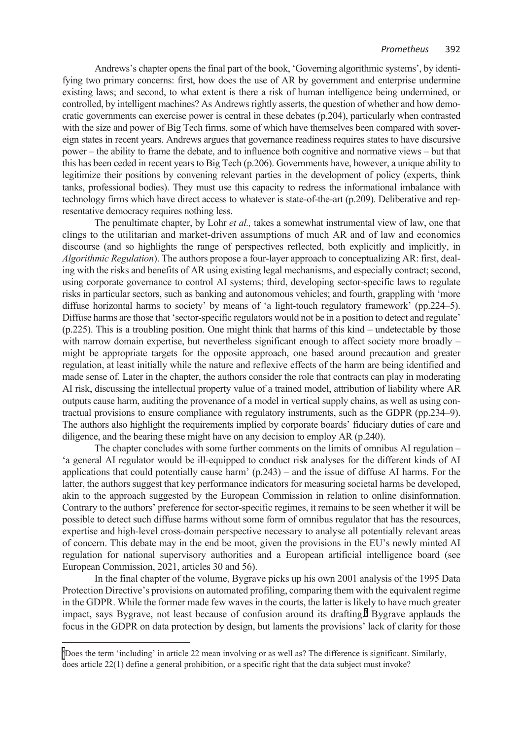Andrews's chapter opens the final part of the book, 'Governing algorithmic systems', by identifying two primary concerns: first, how does the use of AR by government and enterprise undermine existing laws; and second, to what extent is there a risk of human intelligence being undermined, or controlled, by intelligent machines? As Andrews rightly asserts, the question of whether and how democratic governments can exercise power is central in these debates (p.204), particularly when contrasted with the size and power of Big Tech firms, some of which have themselves been compared with sovereign states in recent years. Andrews argues that governance readiness requires states to have discursive power – the ability to frame the debate, and to influence both cognitive and normative views – but that this has been ceded in recent years to Big Tech (p.206). Governments have, however, a unique ability to legitimize their positions by convening relevant parties in the development of policy (experts, think tanks, professional bodies). They must use this capacity to redress the informational imbalance with technology firms which have direct access to whatever is state-of-the-art (p.209). Deliberative and representative democracy requires nothing less.

The penultimate chapter, by Lohr *et al.,* takes a somewhat instrumental view of law, one that clings to the utilitarian and market-driven assumptions of much AR and of law and economics discourse (and so highlights the range of perspectives reflected, both explicitly and implicitly, in *Algorithmic Regulation*). The authors propose a four-layer approach to conceptualizing AR: first, dealing with the risks and benefits of AR using existing legal mechanisms, and especially contract; second, using corporate governance to control AI systems; third, developing sector-specific laws to regulate risks in particular sectors, such as banking and autonomous vehicles; and fourth, grappling with 'more diffuse horizontal harms to society' by means of 'a light-touch regulatory framework' (pp.224–5). Diffuse harms are those that 'sector-specific regulators would not be in a position to detect and regulate' (p.225). This is a troubling position. One might think that harms of this kind – undetectable by those with narrow domain expertise, but nevertheless significant enough to affect society more broadly – might be appropriate targets for the opposite approach, one based around precaution and greater regulation, at least initially while the nature and reflexive effects of the harm are being identified and made sense of. Later in the chapter, the authors consider the role that contracts can play in moderating AI risk, discussing the intellectual property value of a trained model, attribution of liability where AR outputs cause harm, auditing the provenance of a model in vertical supply chains, as well as using contractual provisions to ensure compliance with regulatory instruments, such as the GDPR (pp.234–9). The authors also highlight the requirements implied by corporate boards' fiduciary duties of care and diligence, and the bearing these might have on any decision to employ AR (p.240).

The chapter concludes with some further comments on the limits of omnibus AI regulation – 'a general AI regulator would be ill-equipped to conduct risk analyses for the different kinds of AI applications that could potentially cause harm' (p.243) – and the issue of diffuse AI harms. For the latter, the authors suggest that key performance indicators for measuring societal harms be developed, akin to the approach suggested by the European Commission in relation to online disinformation. Contrary to the authors' preference for sector-specific regimes, it remains to be seen whether it will be possible to detect such diffuse harms without some form of omnibus regulator that has the resources, expertise and high-level cross-domain perspective necessary to analyse all potentially relevant areas of concern. This debate may in the end be moot, given the provisions in the EU's newly minted AI regulation for national supervisory authorities and a European artificial intelligence board (see European Commission, 2021, articles 30 and 56).

In the final chapter of the volume, Bygrave picks up his own 2001 analysis of the 1995 Data Protection Directive's provisions on automated profiling, comparing them with the equivalent regime in the GDPR. While the former made few waves in the courts, the latter is likely to have much greater impact, says Bygrave, not least because of confusion around its drafting.[3] Bygrave applauds the focus in the GDPR on data protection by design, but laments the provisions' lack of clarity for those

---

[3] Does the term 'including' in article 22 mean involving or as well as? The difference is significant. Similarly, does article 22(1) define a general prohibition, or a specific right that the data subject must invoke?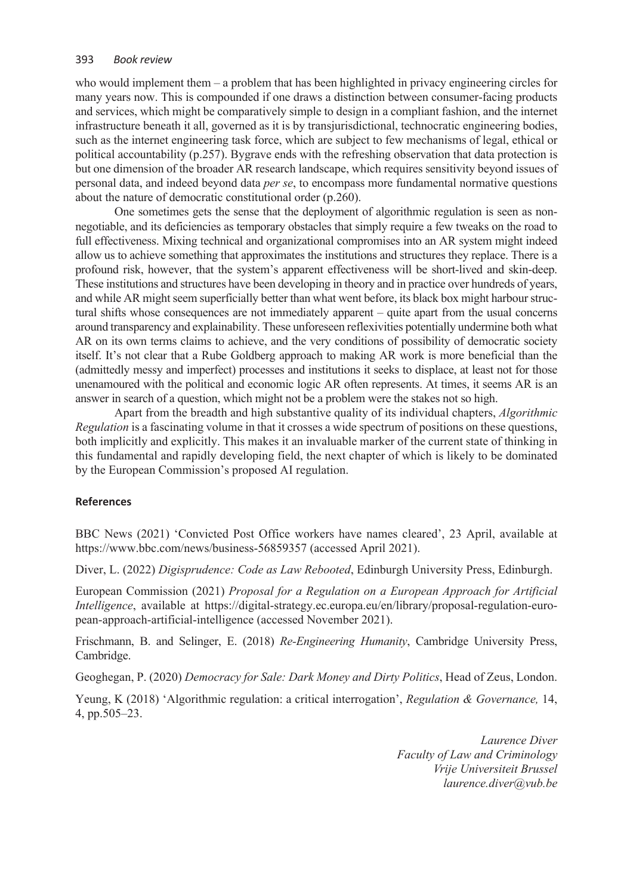who would implement them – a problem that has been highlighted in privacy engineering circles for many years now. This is compounded if one draws a distinction between consumer-facing products and services, which might be comparatively simple to design in a compliant fashion, and the internet infrastructure beneath it all, governed as it is by transjurisdictional, technocratic engineering bodies, such as the internet engineering task force, which are subject to few mechanisms of legal, ethical or political accountability (p.257). Bygrave ends with the refreshing observation that data protection is but one dimension of the broader AR research landscape, which requires sensitivity beyond issues of personal data, and indeed beyond data *per se*, to encompass more fundamental normative questions about the nature of democratic constitutional order (p.260).

One sometimes gets the sense that the deployment of algorithmic regulation is seen as non-negotiable, and its deficiencies as temporary obstacles that simply require a few tweaks on the road to full effectiveness. Mixing technical and organizational compromises into an AR system might indeed allow us to achieve something that approximates the institutions and structures they replace. There is a profound risk, however, that the system's apparent effectiveness will be short-lived and skin-deep. These institutions and structures have been developing in theory and in practice over hundreds of years, and while AR might seem superficially better than what went before, its black box might harbour structural shifts whose consequences are not immediately apparent – quite apart from the usual concerns around transparency and explainability. These unforeseen reflexivities potentially undermine both what AR on its own terms claims to achieve, and the very conditions of possibility of democratic society itself. It's not clear that a Rube Goldberg approach to making AR work is more beneficial than the (admittedly messy and imperfect) processes and institutions it seeks to displace, at least not for those unenamoured with the political and economic logic AR often represents. At times, it seems AR is an answer in search of a question, which might not be a problem were the stakes not so high.

Apart from the breadth and high substantive quality of its individual chapters, *Algorithmic Regulation* is a fascinating volume in that it crosses a wide spectrum of positions on these questions, both implicitly and explicitly. This makes it an invaluable marker of the current state of thinking in this fundamental and rapidly developing field, the next chapter of which is likely to be dominated by the European Commission's proposed AI regulation.

## References

BBC News (2021) 'Convicted Post Office workers have names cleared', 23 April, available at https://www.bbc.com/news/business-56859357 (accessed April 2021).

Diver, L. (2022) *Digisprudence: Code as Law Rebooted*, Edinburgh University Press, Edinburgh.

European Commission (2021) *Proposal for a Regulation on a European Approach for Artificial Intelligence*, available at https://digital-strategy.ec.europa.eu/en/library/proposal-regulation-european-approach-artificial-intelligence (accessed November 2021).

Frischmann, B. and Selinger, E. (2018) *Re-Engineering Humanity*, Cambridge University Press, Cambridge.

Geoghegan, P. (2020) *Democracy for Sale: Dark Money and Dirty Politics*, Head of Zeus, London.

Yeung, K (2018) 'Algorithmic regulation: a critical interrogation', *Regulation & Governance,* 14, 4, pp.505–23.

*Laurence Diver*
*Faculty of Law and Criminology*
*Vrije Universiteit Brussel*
*laurence.diver@vub.be*